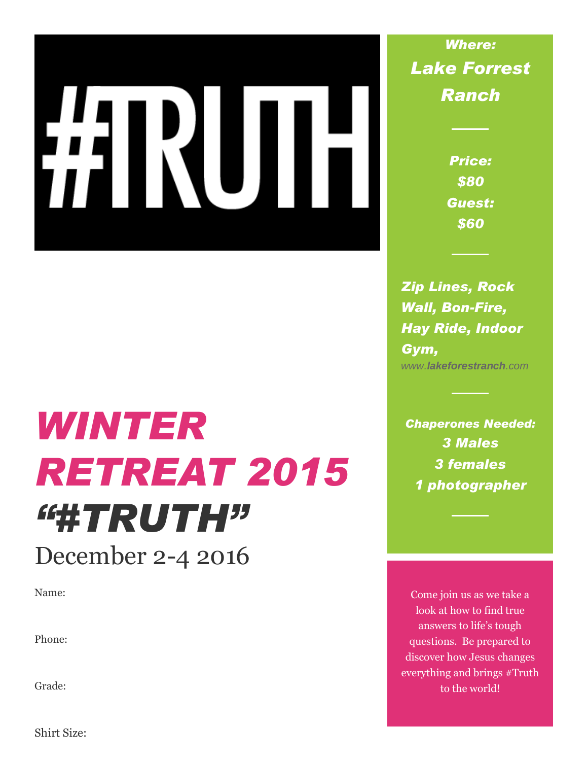# #TRUTH

# *WINTER RETREAT 2015*

## *"#TRUTH"*

December 2-4 2016

Name:

Phone:

Grade:

Shirt Size:

***Where:***

***Lake Forrest Ranch***

***Price:***

***$80***

***Guest:***

***$60***

***Zip Lines, Rock Wall, Bon-Fire, Hay Ride, Indoor Gym,***

*www.**lakeforestranch**.com*

***Chaperones Needed:***

***3 Males***

***3 females***

***1 photographer***

Come join us as we take a look at how to find true answers to life's tough questions. Be prepared to discover how Jesus changes everything and brings #Truth to the world!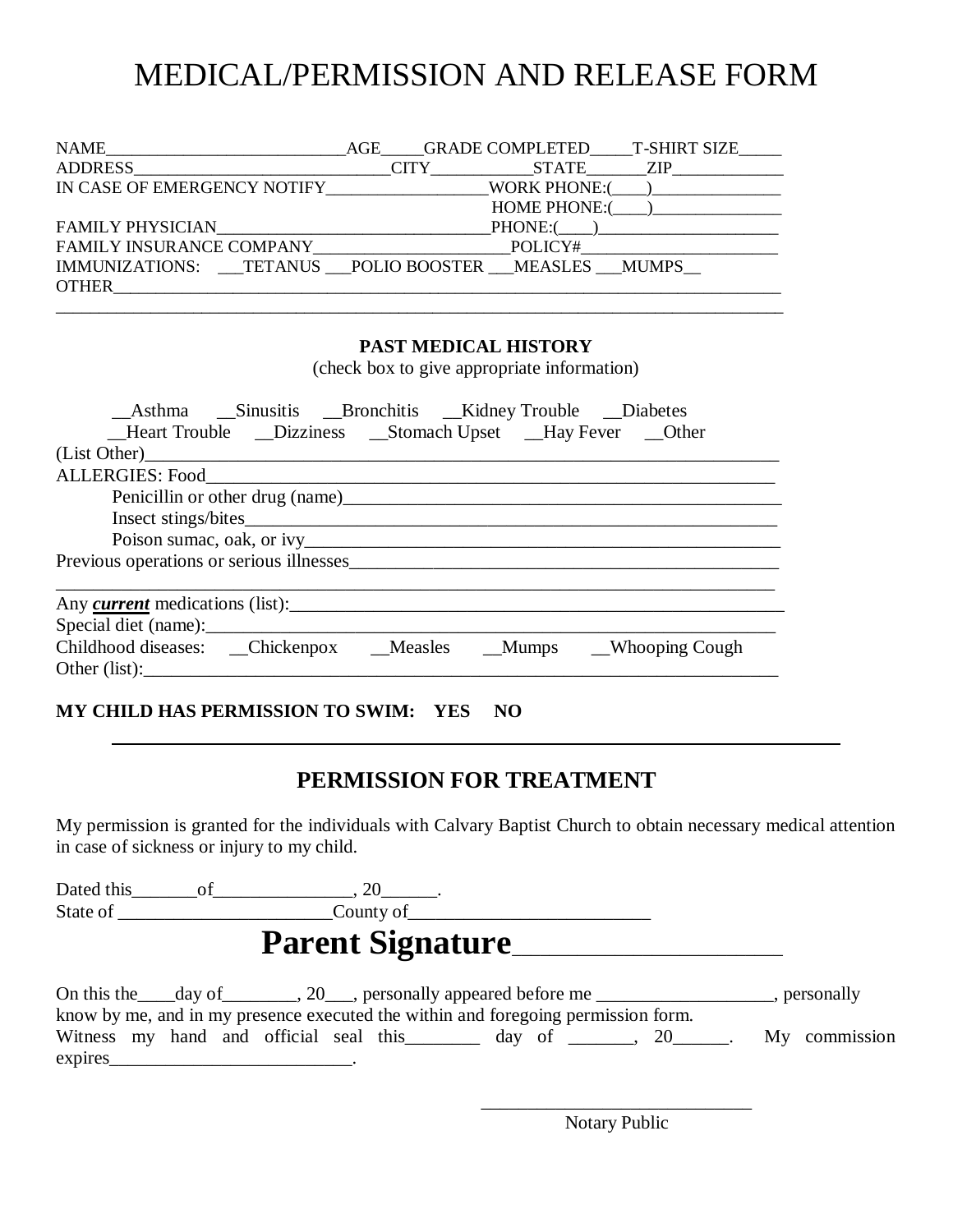# MEDICAL/PERMISSION AND RELEASE FORM

NAME___________________________AGE_____GRADE COMPLETED_____T-SHIRT SIZE_____
ADDRESS______________________________CITY___________STATE_______ZIP_____________
IN CASE OF EMERGENCY NOTIFY__________________WORK PHONE:(____)_______________
HOME PHONE:(____)_______________
FAMILY PHYSICIAN________________________________PHONE:(____)_____________________
FAMILY INSURANCE COMPANY______________________POLICY#______________________
IMMUNIZATIONS: ___TETANUS ___POLIO BOOSTER ___MEASLES ___MUMPS__
OTHER_________________________________________________________________________
______________________________________________________________________________

**PAST MEDICAL HISTORY**
(check box to give appropriate information)

__Asthma __Sinusitis __Bronchitis __Kidney Trouble __Diabetes
__Heart Trouble __Dizziness __Stomach Upset __Hay Fever __Other
(List Other)__________________________________________________________________
ALLERGIES: Food______________________________________________________________
Penicillin or other drug (name)_______________________________________________
Insect stings/bites____________________________________________________________
Poison sumac, oak, or ivy_____________________________________________________
Previous operations or serious illnesses_______________________________________
______________________________________________________________________________
Any ***current*** medications (list):_______________________________________________
Special diet (name):___________________________________________________________
Childhood diseases: __Chickenpox __Measles __Mumps __Whooping Cough
Other (list):__________________________________________________________________

**MY CHILD HAS PERMISSION TO SWIM: YES NO**

## PERMISSION FOR TREATMENT

My permission is granted for the individuals with Calvary Baptist Church to obtain necessary medical attention in case of sickness or injury to my child.

Dated this_______of_______________, 20______.
State of _______________________County of_________________________

**Parent Signature**____________________

On this the____day of________, 20___, personally appeared before me ___________________, personally know by me, and in my presence executed the within and foregoing permission form.
Witness my hand and official seal this________ day of _______, 20______. My commission expires__________________________.

_____________________________
Notary Public